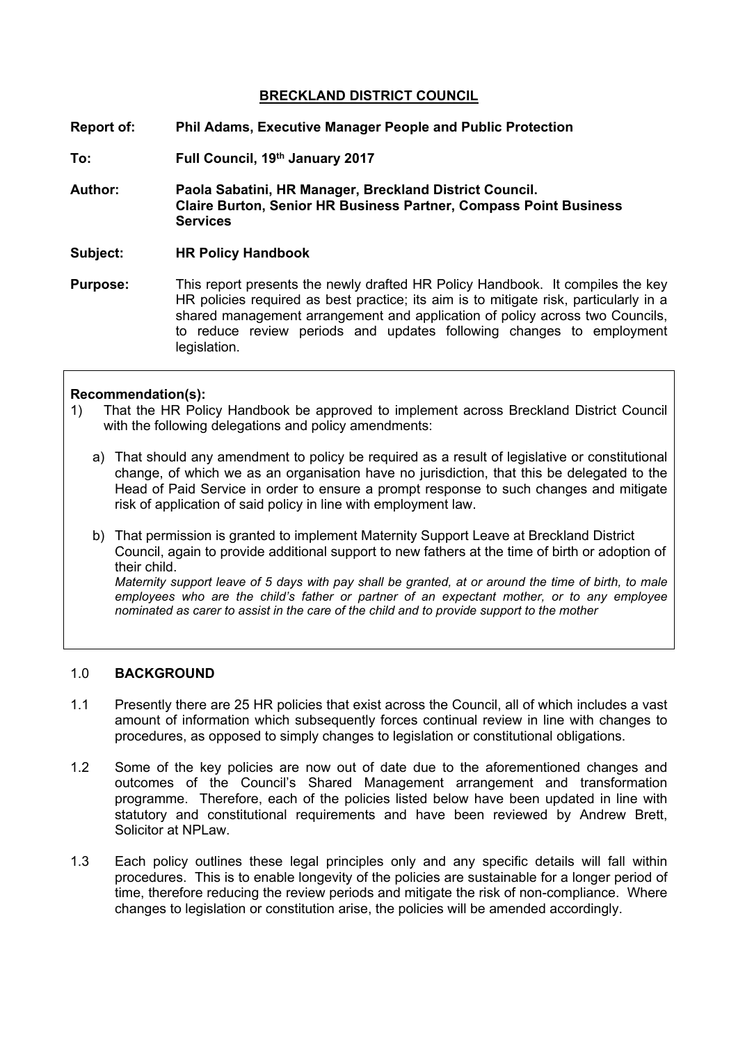**BRECKLAND DISTRICT COUNCIL**

**Report of:** **Phil Adams, Executive Manager People and Public Protection**

**To:** **Full Council, 19th January 2017**

**Author:** **Paola Sabatini, HR Manager, Breckland District Council.**
**Claire Burton, Senior HR Business Partner, Compass Point Business Services**

**Subject:** **HR Policy Handbook**

**Purpose:** This report presents the newly drafted HR Policy Handbook. It compiles the key HR policies required as best practice; its aim is to mitigate risk, particularly in a shared management arrangement and application of policy across two Councils, to reduce review periods and updates following changes to employment legislation.

---

**Recommendation(s):**

1) That the HR Policy Handbook be approved to implement across Breckland District Council with the following delegations and policy amendments:

   a) That should any amendment to policy be required as a result of legislative or constitutional change, of which we as an organisation have no jurisdiction, that this be delegated to the Head of Paid Service in order to ensure a prompt response to such changes and mitigate risk of application of said policy in line with employment law.

   b) That permission is granted to implement Maternity Support Leave at Breckland District Council, again to provide additional support to new fathers at the time of birth or adoption of their child.
   *Maternity support leave of 5 days with pay shall be granted, at or around the time of birth, to male employees who are the child's father or partner of an expectant mother, or to any employee nominated as carer to assist in the care of the child and to provide support to the mother*

---

## 1.0 BACKGROUND

1.1 Presently there are 25 HR policies that exist across the Council, all of which includes a vast amount of information which subsequently forces continual review in line with changes to procedures, as opposed to simply changes to legislation or constitutional obligations.

1.2 Some of the key policies are now out of date due to the aforementioned changes and outcomes of the Council's Shared Management arrangement and transformation programme. Therefore, each of the policies listed below have been updated in line with statutory and constitutional requirements and have been reviewed by Andrew Brett, Solicitor at NPLaw.

1.3 Each policy outlines these legal principles only and any specific details will fall within procedures. This is to enable longevity of the policies are sustainable for a longer period of time, therefore reducing the review periods and mitigate the risk of non-compliance. Where changes to legislation or constitution arise, the policies will be amended accordingly.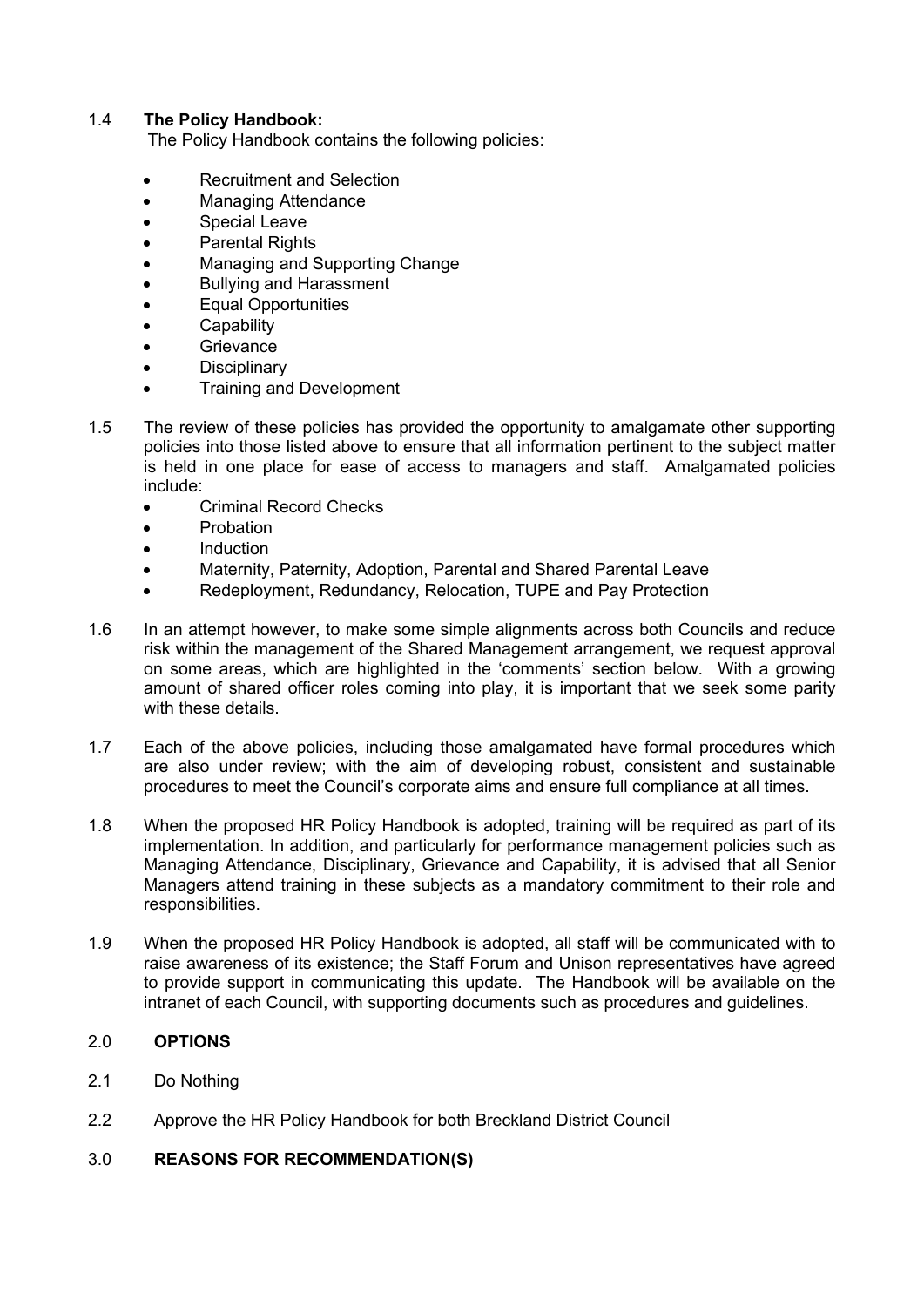## 1.4 The Policy Handbook:

The Policy Handbook contains the following policies:

- Recruitment and Selection
- Managing Attendance
- Special Leave
- Parental Rights
- Managing and Supporting Change
- Bullying and Harassment
- Equal Opportunities
- Capability
- Grievance
- Disciplinary
- Training and Development

1.5 The review of these policies has provided the opportunity to amalgamate other supporting policies into those listed above to ensure that all information pertinent to the subject matter is held in one place for ease of access to managers and staff. Amalgamated policies include:

- Criminal Record Checks
- Probation
- Induction
- Maternity, Paternity, Adoption, Parental and Shared Parental Leave
- Redeployment, Redundancy, Relocation, TUPE and Pay Protection

1.6 In an attempt however, to make some simple alignments across both Councils and reduce risk within the management of the Shared Management arrangement, we request approval on some areas, which are highlighted in the 'comments' section below. With a growing amount of shared officer roles coming into play, it is important that we seek some parity with these details.

1.7 Each of the above policies, including those amalgamated have formal procedures which are also under review; with the aim of developing robust, consistent and sustainable procedures to meet the Council's corporate aims and ensure full compliance at all times.

1.8 When the proposed HR Policy Handbook is adopted, training will be required as part of its implementation. In addition, and particularly for performance management policies such as Managing Attendance, Disciplinary, Grievance and Capability, it is advised that all Senior Managers attend training in these subjects as a mandatory commitment to their role and responsibilities.

1.9 When the proposed HR Policy Handbook is adopted, all staff will be communicated with to raise awareness of its existence; the Staff Forum and Unison representatives have agreed to provide support in communicating this update. The Handbook will be available on the intranet of each Council, with supporting documents such as procedures and guidelines.

## 2.0 OPTIONS

2.1 Do Nothing

2.2 Approve the HR Policy Handbook for both Breckland District Council

## 3.0 REASONS FOR RECOMMENDATION(S)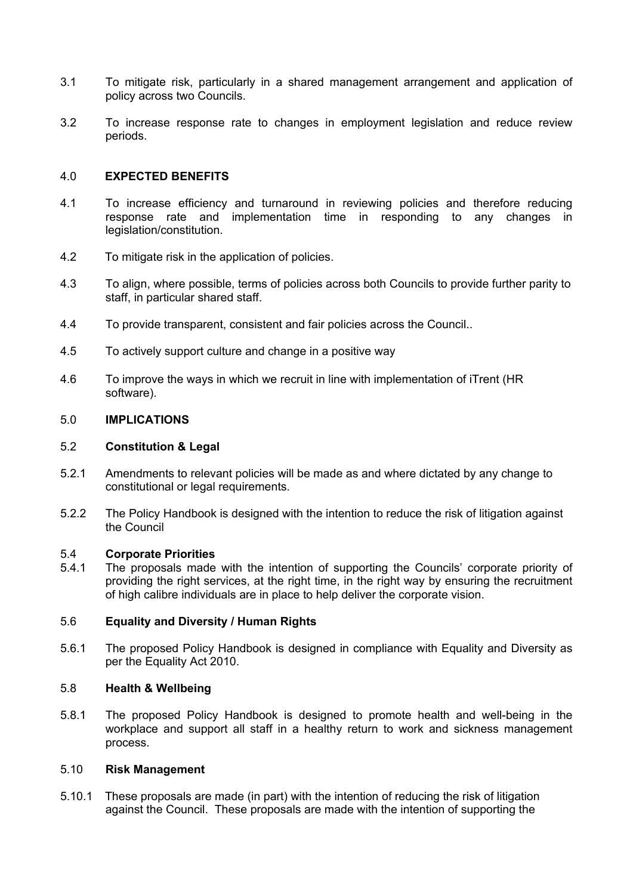3.1 To mitigate risk, particularly in a shared management arrangement and application of policy across two Councils.

3.2 To increase response rate to changes in employment legislation and reduce review periods.

## 4.0 EXPECTED BENEFITS

4.1 To increase efficiency and turnaround in reviewing policies and therefore reducing response rate and implementation time in responding to any changes in legislation/constitution.

4.2 To mitigate risk in the application of policies.

4.3 To align, where possible, terms of policies across both Councils to provide further parity to staff, in particular shared staff.

4.4 To provide transparent, consistent and fair policies across the Council..

4.5 To actively support culture and change in a positive way

4.6 To improve the ways in which we recruit in line with implementation of iTrent (HR software).

## 5.0 IMPLICATIONS

### 5.2 Constitution & Legal

5.2.1 Amendments to relevant policies will be made as and where dictated by any change to constitutional or legal requirements.

5.2.2 The Policy Handbook is designed with the intention to reduce the risk of litigation against the Council

### 5.4 Corporate Priorities

5.4.1 The proposals made with the intention of supporting the Councils' corporate priority of providing the right services, at the right time, in the right way by ensuring the recruitment of high calibre individuals are in place to help deliver the corporate vision.

### 5.6 Equality and Diversity / Human Rights

5.6.1 The proposed Policy Handbook is designed in compliance with Equality and Diversity as per the Equality Act 2010.

### 5.8 Health & Wellbeing

5.8.1 The proposed Policy Handbook is designed to promote health and well-being in the workplace and support all staff in a healthy return to work and sickness management process.

### 5.10 Risk Management

5.10.1 These proposals are made (in part) with the intention of reducing the risk of litigation against the Council. These proposals are made with the intention of supporting the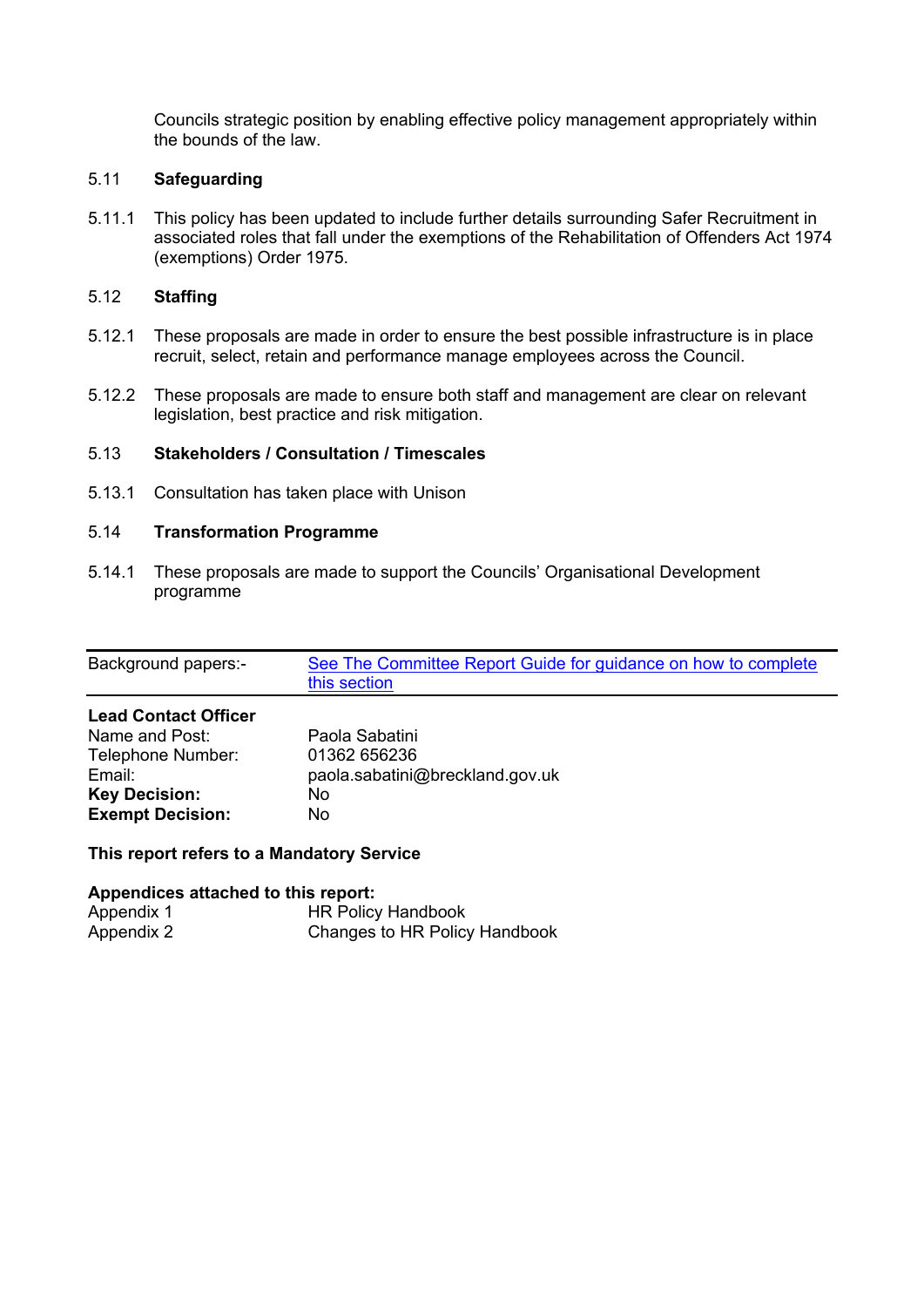Councils strategic position by enabling effective policy management appropriately within the bounds of the law.

5.11 **Safeguarding**

5.11.1 This policy has been updated to include further details surrounding Safer Recruitment in associated roles that fall under the exemptions of the Rehabilitation of Offenders Act 1974 (exemptions) Order 1975.

5.12 **Staffing**

5.12.1 These proposals are made in order to ensure the best possible infrastructure is in place recruit, select, retain and performance manage employees across the Council.

5.12.2 These proposals are made to ensure both staff and management are clear on relevant legislation, best practice and risk mitigation.

5.13 **Stakeholders / Consultation / Timescales**

5.13.1 Consultation has taken place with Unison

5.14 **Transformation Programme**

5.14.1 These proposals are made to support the Councils' Organisational Development programme

| | |
|---|---|
| Background papers:- | See The Committee Report Guide for guidance on how to complete this section |

**Lead Contact Officer**

| | |
|---|---|
| Name and Post: | Paola Sabatini |
| Telephone Number: | 01362 656236 |
| Email: | paola.sabatini@breckland.gov.uk |
| **Key Decision:** | No |
| **Exempt Decision:** | No |

**This report refers to a Mandatory Service**

**Appendices attached to this report:**

| | |
|---|---|
| Appendix 1 | HR Policy Handbook |
| Appendix 2 | Changes to HR Policy Handbook |